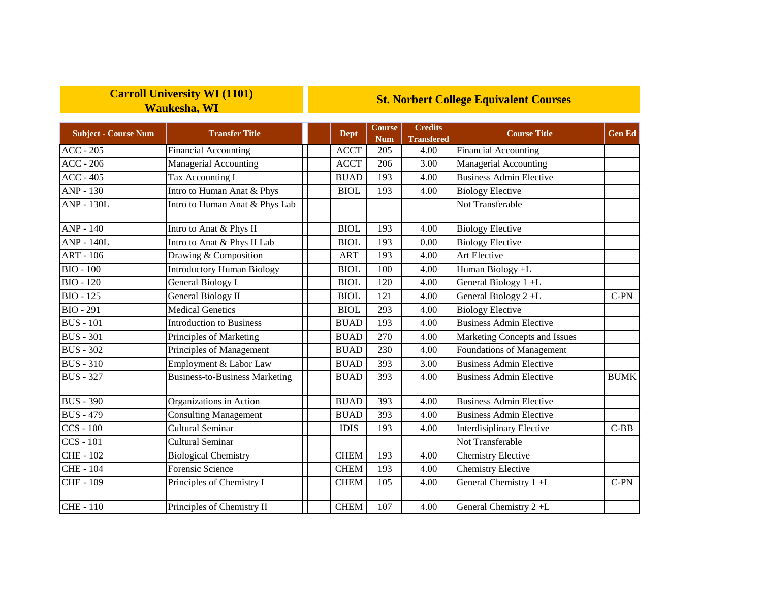| Carroll University WI (1101) Waukesha, WI | | St. Norbert College Equivalent Courses | | | | |
|---|---|---|---|---|---|---|
| **Subject - Course Num** | **Transfer Title** | **Dept** | **Course Num** | **Credits Transfered** | **Course Title** | **Gen Ed** |
| ACC - 205 | Financial Accounting | ACCT | 205 | 4.00 | Financial Accounting | |
| ACC - 206 | Managerial Accounting | ACCT | 206 | 3.00 | Managerial Accounting | |
| ACC - 405 | Tax Accounting I | BUAD | 193 | 4.00 | Business Admin Elective | |
| ANP - 130 | Intro to Human Anat & Phys | BIOL | 193 | 4.00 | Biology Elective | |
| ANP - 130L | Intro to Human Anat & Phys Lab | | | | Not Transferable | |
| ANP - 140 | Intro to Anat & Phys II | BIOL | 193 | 4.00 | Biology Elective | |
| ANP - 140L | Intro to Anat & Phys II Lab | BIOL | 193 | 0.00 | Biology Elective | |
| ART - 106 | Drawing & Composition | ART | 193 | 4.00 | Art Elective | |
| BIO - 100 | Introductory Human Biology | BIOL | 100 | 4.00 | Human Biology +L | |
| BIO - 120 | General Biology I | BIOL | 120 | 4.00 | General Biology 1 +L | |
| BIO - 125 | General Biology II | BIOL | 121 | 4.00 | General Biology 2 +L | C-PN |
| BIO - 291 | Medical Genetics | BIOL | 293 | 4.00 | Biology Elective | |
| BUS - 101 | Introduction to Business | BUAD | 193 | 4.00 | Business Admin Elective | |
| BUS - 301 | Principles of Marketing | BUAD | 270 | 4.00 | Marketing Concepts and Issues | |
| BUS - 302 | Principles of Management | BUAD | 230 | 4.00 | Foundations of Management | |
| BUS - 310 | Employment & Labor Law | BUAD | 393 | 3.00 | Business Admin Elective | |
| BUS - 327 | Business-to-Business Marketing | BUAD | 393 | 4.00 | Business Admin Elective | BUMK |
| BUS - 390 | Organizations in Action | BUAD | 393 | 4.00 | Business Admin Elective | |
| BUS - 479 | Consulting Management | BUAD | 393 | 4.00 | Business Admin Elective | |
| CCS - 100 | Cultural Seminar | IDIS | 193 | 4.00 | Interdisiplinary Elective | C-BB |
| CCS - 101 | Cultural Seminar | | | | Not Transferable | |
| CHE - 102 | Biological Chemistry | CHEM | 193 | 4.00 | Chemistry Elective | |
| CHE - 104 | Forensic Science | CHEM | 193 | 4.00 | Chemistry Elective | |
| CHE - 109 | Principles of Chemistry I | CHEM | 105 | 4.00 | General Chemistry 1 +L | C-PN |
| CHE - 110 | Principles of Chemistry II | CHEM | 107 | 4.00 | General Chemistry 2 +L | |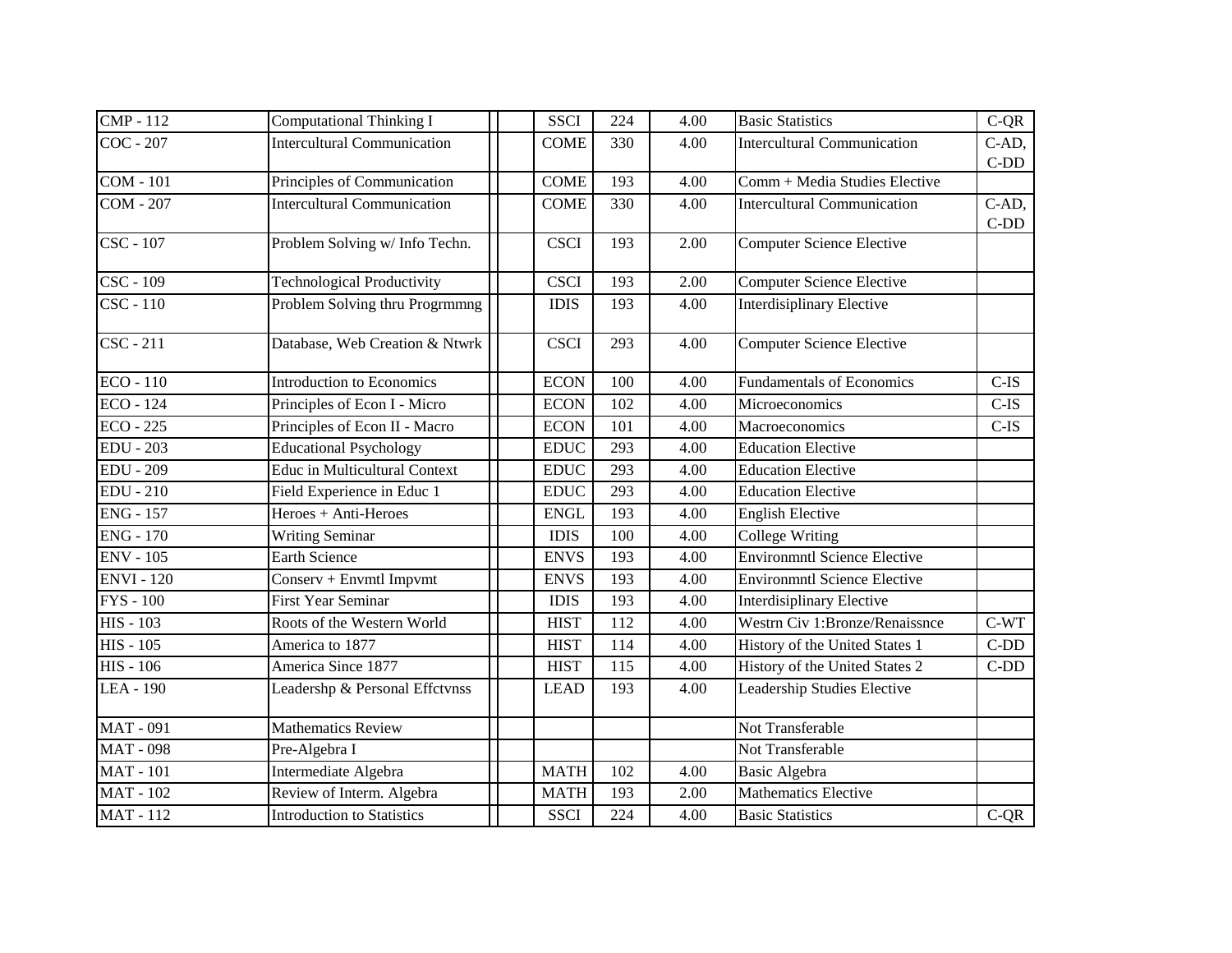| | | | | | | | | |
|---|---|---|---|---|---|---|---|---|
| CMP - 112 | Computational Thinking I | | | SSCI | 224 | 4.00 | Basic Statistics | C-QR |
| COC - 207 | Intercultural Communication | | | COME | 330 | 4.00 | Intercultural Communication | C-AD, C-DD |
| COM - 101 | Principles of Communication | | | COME | 193 | 4.00 | Comm + Media Studies Elective | |
| COM - 207 | Intercultural Communication | | | COME | 330 | 4.00 | Intercultural Communication | C-AD, C-DD |
| CSC - 107 | Problem Solving w/ Info Techn. | | | CSCI | 193 | 2.00 | Computer Science Elective | |
| CSC - 109 | Technological Productivity | | | CSCI | 193 | 2.00 | Computer Science Elective | |
| CSC - 110 | Problem Solving thru Progrmmng | | | IDIS | 193 | 4.00 | Interdisiplinary Elective | |
| CSC - 211 | Database, Web Creation & Ntwrk | | | CSCI | 293 | 4.00 | Computer Science Elective | |
| ECO - 110 | Introduction to Economics | | | ECON | 100 | 4.00 | Fundamentals of Economics | C-IS |
| ECO - 124 | Principles of Econ I - Micro | | | ECON | 102 | 4.00 | Microeconomics | C-IS |
| ECO - 225 | Principles of Econ II - Macro | | | ECON | 101 | 4.00 | Macroeconomics | C-IS |
| EDU - 203 | Educational Psychology | | | EDUC | 293 | 4.00 | Education Elective | |
| EDU - 209 | Educ in Multicultural Context | | | EDUC | 293 | 4.00 | Education Elective | |
| EDU - 210 | Field Experience in Educ 1 | | | EDUC | 293 | 4.00 | Education Elective | |
| ENG - 157 | Heroes + Anti-Heroes | | | ENGL | 193 | 4.00 | English Elective | |
| ENG - 170 | Writing Seminar | | | IDIS | 100 | 4.00 | College Writing | |
| ENV - 105 | Earth Science | | | ENVS | 193 | 4.00 | Environmntl Science Elective | |
| ENVI - 120 | Conserv + Envmtl Impvmt | | | ENVS | 193 | 4.00 | Environmntl Science Elective | |
| FYS - 100 | First Year Seminar | | | IDIS | 193 | 4.00 | Interdisiplinary Elective | |
| HIS - 103 | Roots of the Western World | | | HIST | 112 | 4.00 | Westrn Civ 1:Bronze/Renaissnce | C-WT |
| HIS - 105 | America to 1877 | | | HIST | 114 | 4.00 | History of the United States 1 | C-DD |
| HIS - 106 | America Since 1877 | | | HIST | 115 | 4.00 | History of the United States 2 | C-DD |
| LEA - 190 | Leadershp & Personal Effctvnss | | | LEAD | 193 | 4.00 | Leadership Studies Elective | |
| MAT - 091 | Mathematics Review | | | | | | Not Transferable | |
| MAT - 098 | Pre-Algebra I | | | | | | Not Transferable | |
| MAT - 101 | Intermediate Algebra | | | MATH | 102 | 4.00 | Basic Algebra | |
| MAT - 102 | Review of Interm. Algebra | | | MATH | 193 | 2.00 | Mathematics Elective | |
| MAT - 112 | Introduction to Statistics | | | SSCI | 224 | 4.00 | Basic Statistics | C-QR |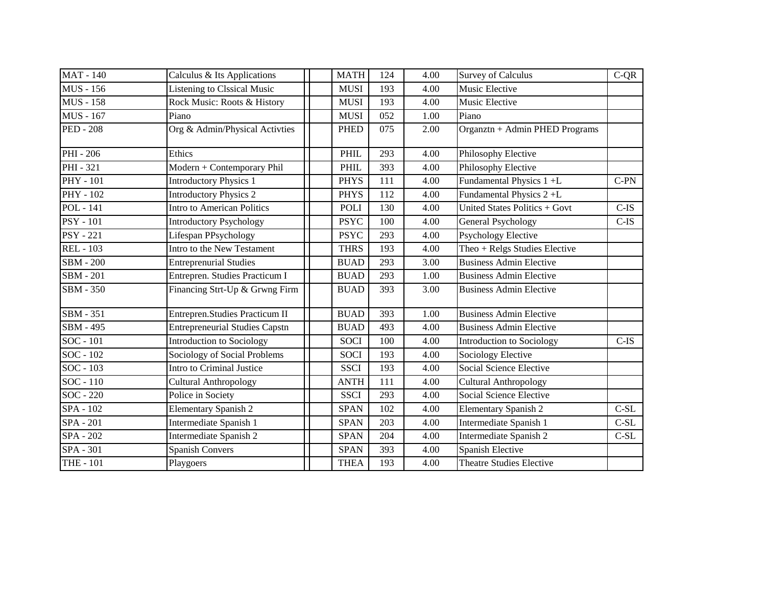| | | | | | | | | |
|---|---|---|---|---|---|---|---|---|
| MAT - 140 | Calculus & Its Applications | | | MATH | 124 | 4.00 | Survey of Calculus | C-QR |
| MUS - 156 | Listening to Clssical Music | | | MUSI | 193 | 4.00 | Music Elective | |
| MUS - 158 | Rock Music: Roots & History | | | MUSI | 193 | 4.00 | Music Elective | |
| MUS - 167 | Piano | | | MUSI | 052 | 1.00 | Piano | |
| PED - 208 | Org & Admin/Physical Activties | | | PHED | 075 | 2.00 | Organztn + Admin PHED Programs | |
| PHI - 206 | Ethics | | | PHIL | 293 | 4.00 | Philosophy Elective | |
| PHI - 321 | Modern + Contemporary Phil | | | PHIL | 393 | 4.00 | Philosophy Elective | |
| PHY - 101 | Introductory Physics 1 | | | PHYS | 111 | 4.00 | Fundamental Physics 1 +L | C-PN |
| PHY - 102 | Introductory Physics 2 | | | PHYS | 112 | 4.00 | Fundamental Physics 2 +L | |
| POL - 141 | Intro to American Politics | | | POLI | 130 | 4.00 | United States Politics + Govt | C-IS |
| PSY - 101 | Introductory Psychology | | | PSYC | 100 | 4.00 | General Psychology | C-IS |
| PSY - 221 | Lifespan PPsychology | | | PSYC | 293 | 4.00 | Psychology Elective | |
| REL - 103 | Intro to the New Testament | | | THRS | 193 | 4.00 | Theo + Relgs Studies Elective | |
| SBM - 200 | Entreprenurial Studies | | | BUAD | 293 | 3.00 | Business Admin Elective | |
| SBM - 201 | Entrepren. Studies Practicum I | | | BUAD | 293 | 1.00 | Business Admin Elective | |
| SBM - 350 | Financing Strt-Up & Grwng Firm | | | BUAD | 393 | 3.00 | Business Admin Elective | |
| SBM - 351 | Entrepren.Studies Practicum II | | | BUAD | 393 | 1.00 | Business Admin Elective | |
| SBM - 495 | Entrepreneurial Studies Capstn | | | BUAD | 493 | 4.00 | Business Admin Elective | |
| SOC - 101 | Introduction to Sociology | | | SOCI | 100 | 4.00 | Introduction to Sociology | C-IS |
| SOC - 102 | Sociology of Social Problems | | | SOCI | 193 | 4.00 | Sociology Elective | |
| SOC - 103 | Intro to Criminal Justice | | | SSCI | 193 | 4.00 | Social Science Elective | |
| SOC - 110 | Cultural Anthropology | | | ANTH | 111 | 4.00 | Cultural Anthropology | |
| SOC - 220 | Police in Society | | | SSCI | 293 | 4.00 | Social Science Elective | |
| SPA - 102 | Elementary Spanish 2 | | | SPAN | 102 | 4.00 | Elementary Spanish 2 | C-SL |
| SPA - 201 | Intermediate Spanish 1 | | | SPAN | 203 | 4.00 | Intermediate Spanish 1 | C-SL |
| SPA - 202 | Intermediate Spanish 2 | | | SPAN | 204 | 4.00 | Intermediate Spanish 2 | C-SL |
| SPA - 301 | Spanish Convers | | | SPAN | 393 | 4.00 | Spanish Elective | |
| THE - 101 | Playgoers | | | THEA | 193 | 4.00 | Theatre Studies Elective | |